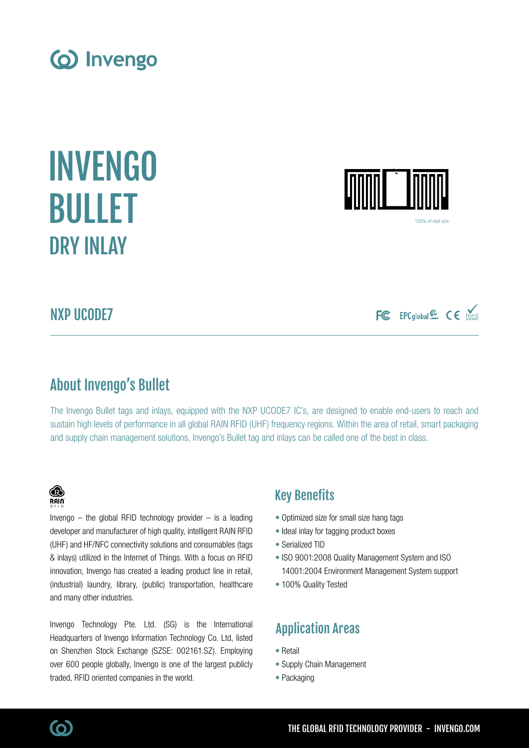# INVENGO BULLET
## DRY INLAY

100% of real size

## NXP UCODE7

## About Invengo's Bullet

The Invengo Bullet tags and inlays, equipped with the NXP UCODE7 IC's, are designed to enable end-users to reach and sustain high levels of performance in all global RAIN RFID (UHF) frequency regions. Within the area of retail, smart packaging and supply chain management solutions, Invengo's Bullet tag and inlays can be called one of the best in class.

Invengo – the global RFID technology provider – is a leading developer and manufacturer of high quality, intelligent RAIN RFID (UHF) and HF/NFC connectivity solutions and consumables (tags & inlays) utilized in the Internet of Things. With a focus on RFID innovation, Invengo has created a leading product line in retail, (industrial) laundry, library, (public) transportation, healthcare and many other industries.

Invengo Technology Pte. Ltd. (SG) is the International Headquarters of Invengo Information Technology Co. Ltd, listed on Shenzhen Stock Exchange (SZSE: 002161.SZ). Employing over 600 people globally, Invengo is one of the largest publicly traded, RFID oriented companies in the world.

## Key Benefits

- Optimized size for small size hang tags
- Ideal inlay for tagging product boxes
- Serialized TID
- ISO 9001:2008 Quality Management System and ISO 14001:2004 Environment Management System support
- 100% Quality Tested

## Application Areas

- Retail
- Supply Chain Management
- Packaging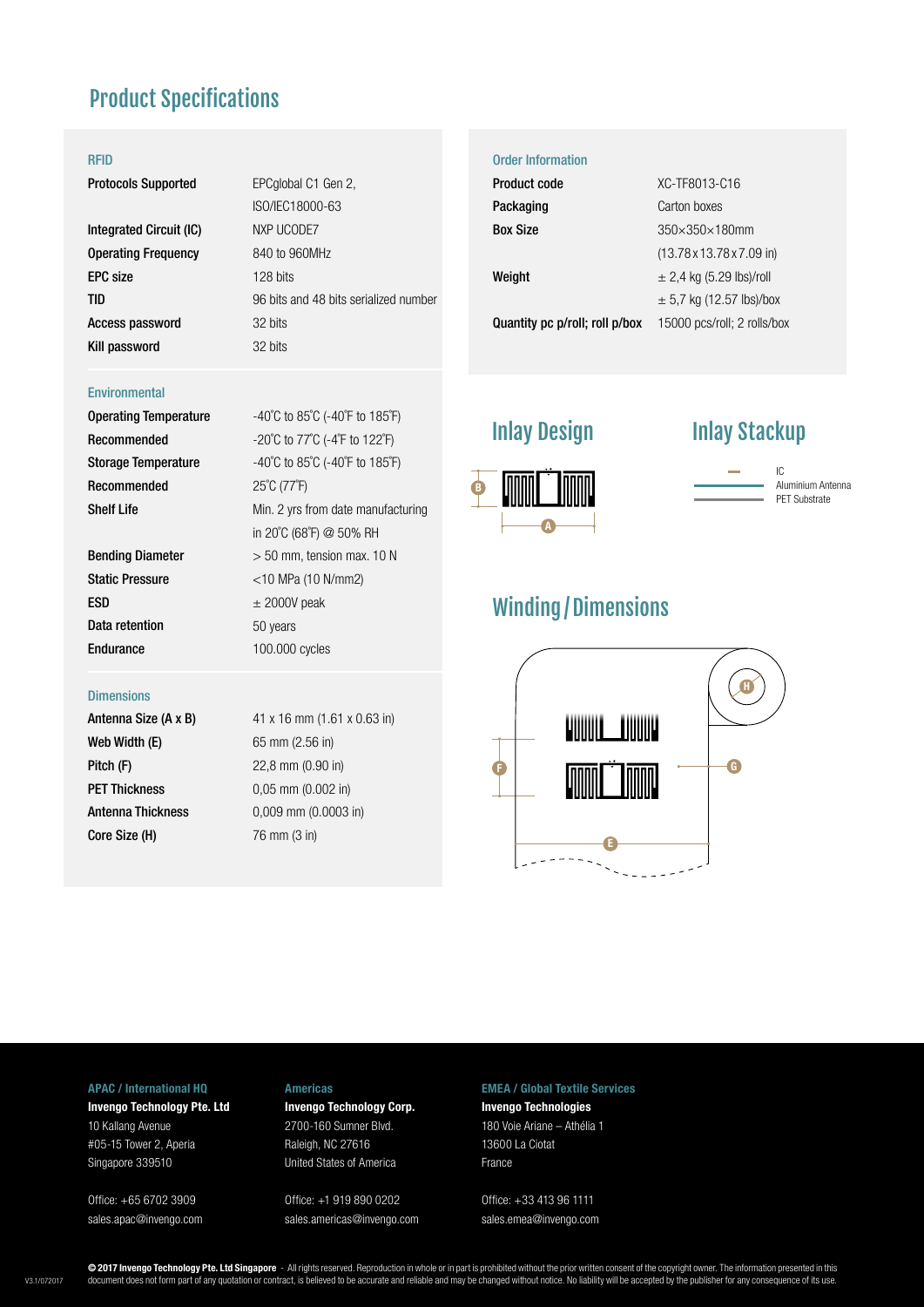# Product Specifications

### RFID

| | |
|---|---|
| Protocols Supported | EPCglobal C1 Gen 2, ISO/IEC18000-63 |
| Integrated Circuit (IC) | NXP UCODE7 |
| Operating Frequency | 840 to 960MHz |
| EPC size | 128 bits |
| TID | 96 bits and 48 bits serialized number |
| Access password | 32 bits |
| Kill password | 32 bits |

### Environmental

| | |
|---|---|
| Operating Temperature | -40˚C to 85˚C (-40˚F to 185˚F) |
| Recommended | -20˚C to 77˚C (-4˚F to 122˚F) |
| Storage Temperature | -40˚C to 85˚C (-40˚F to 185˚F) |
| Recommended | 25˚C (77˚F) |
| Shelf Life | Min. 2 yrs from date manufacturing in 20˚C (68˚F) @ 50% RH |
| Bending Diameter | > 50 mm, tension max. 10 N |
| Static Pressure | <10 MPa (10 N/mm2) |
| ESD | ± 2000V peak |
| Data retention | 50 years |
| Endurance | 100.000 cycles |

### Dimensions

| | |
|---|---|
| Antenna Size (A x B) | 41 x 16 mm (1.61 x 0.63 in) |
| Web Width (E) | 65 mm (2.56 in) |
| Pitch (F) | 22,8 mm (0.90 in) |
| PET Thickness | 0,05 mm (0.002 in) |
| Antenna Thickness | 0,009 mm (0.0003 in) |
| Core Size (H) | 76 mm (3 in) |

### Order Information

| | |
|---|---|
| Product code | XC-TF8013-C16 |
| Packaging | Carton boxes |
| Box Size | 350×350×180mm (13.78 x 13.78 x 7.09 in) |
| Weight | ± 2,4 kg (5.29 lbs)/roll<br>± 5,7 kg (12.57 lbs)/box |
| Quantity pc p/roll; roll p/box | 15000 pcs/roll; 2 rolls/box |

## Inlay Design

B

A

## Inlay Stackup

IC
Aluminium Antenna
PET Substrate

## Winding / Dimensions

H

F

G

E

**APAC / International HQ**
**Invengo Technology Pte. Ltd**
10 Kallang Avenue
#05-15 Tower 2, Aperia
Singapore 339510

Office: +65 6702 3909
sales.apac@invengo.com

**Americas**
**Invengo Technology Corp.**
2700-160 Sumner Blvd.
Raleigh, NC 27616
United States of America

Office: +1 919 890 0202
sales.americas@invengo.com

**EMEA / Global Textile Services**
**Invengo Technologies**
180 Voie Ariane – Athélia 1
13600 La Ciotat
France

Office: +33 413 96 1111
sales.emea@invengo.com

V3.1/072017

**© 2017 Invengo Technology Pte. Ltd Singapore** - All rights reserved. Reproduction in whole or in part is prohibited without the prior written consent of the copyright owner. The information presented in this document does not form part of any quotation or contract, is believed to be accurate and reliable and may be changed without notice. No liability will be accepted by the publisher for any consequence of its use.